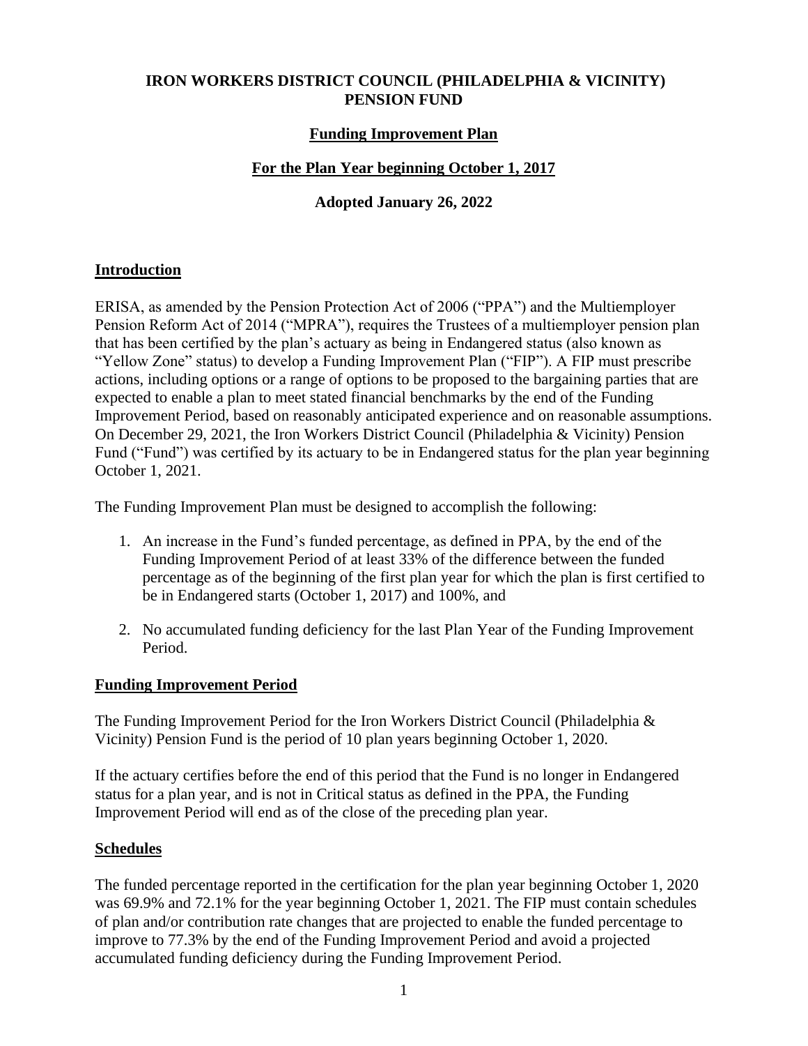# IRON WORKERS DISTRICT COUNCIL (PHILADELPHIA & VICINITY) PENSION FUND

## Funding Improvement Plan

## For the Plan Year beginning October 1, 2017

**Adopted January 26, 2022**

### Introduction

ERISA, as amended by the Pension Protection Act of 2006 ("PPA") and the Multiemployer Pension Reform Act of 2014 ("MPRA"), requires the Trustees of a multiemployer pension plan that has been certified by the plan's actuary as being in Endangered status (also known as "Yellow Zone" status) to develop a Funding Improvement Plan ("FIP"). A FIP must prescribe actions, including options or a range of options to be proposed to the bargaining parties that are expected to enable a plan to meet stated financial benchmarks by the end of the Funding Improvement Period, based on reasonably anticipated experience and on reasonable assumptions. On December 29, 2021, the Iron Workers District Council (Philadelphia & Vicinity) Pension Fund ("Fund") was certified by its actuary to be in Endangered status for the plan year beginning October 1, 2021.

The Funding Improvement Plan must be designed to accomplish the following:

1. An increase in the Fund's funded percentage, as defined in PPA, by the end of the Funding Improvement Period of at least 33% of the difference between the funded percentage as of the beginning of the first plan year for which the plan is first certified to be in Endangered starts (October 1, 2017) and 100%, and

2. No accumulated funding deficiency for the last Plan Year of the Funding Improvement Period.

### Funding Improvement Period

The Funding Improvement Period for the Iron Workers District Council (Philadelphia & Vicinity) Pension Fund is the period of 10 plan years beginning October 1, 2020.

If the actuary certifies before the end of this period that the Fund is no longer in Endangered status for a plan year, and is not in Critical status as defined in the PPA, the Funding Improvement Period will end as of the close of the preceding plan year.

### Schedules

The funded percentage reported in the certification for the plan year beginning October 1, 2020 was 69.9% and 72.1% for the year beginning October 1, 2021. The FIP must contain schedules of plan and/or contribution rate changes that are projected to enable the funded percentage to improve to 77.3% by the end of the Funding Improvement Period and avoid a projected accumulated funding deficiency during the Funding Improvement Period.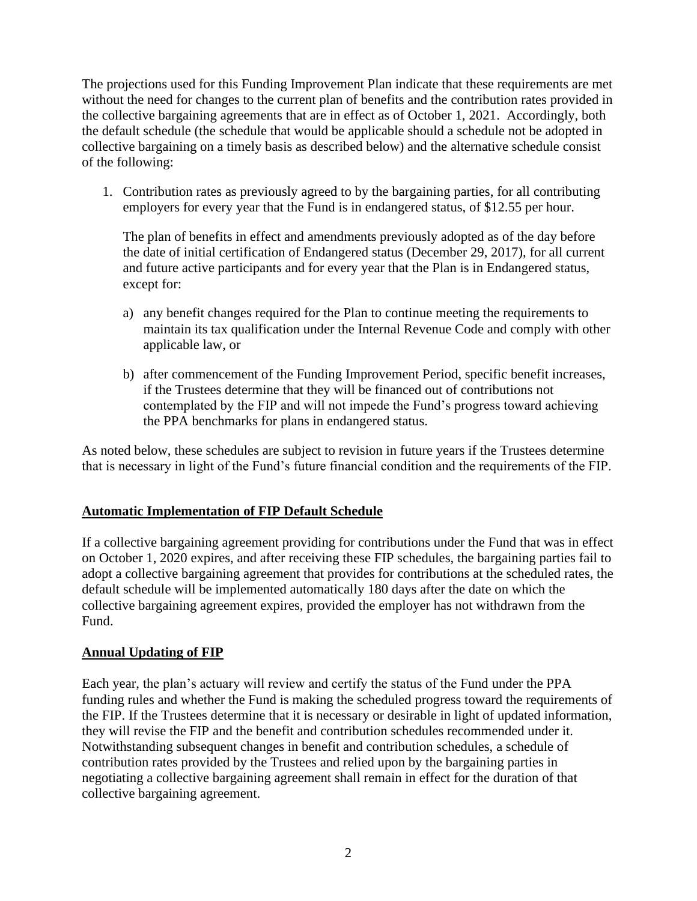The projections used for this Funding Improvement Plan indicate that these requirements are met without the need for changes to the current plan of benefits and the contribution rates provided in the collective bargaining agreements that are in effect as of October 1, 2021. Accordingly, both the default schedule (the schedule that would be applicable should a schedule not be adopted in collective bargaining on a timely basis as described below) and the alternative schedule consist of the following:

1. Contribution rates as previously agreed to by the bargaining parties, for all contributing employers for every year that the Fund is in endangered status, of $12.55 per hour.

   The plan of benefits in effect and amendments previously adopted as of the day before the date of initial certification of Endangered status (December 29, 2017), for all current and future active participants and for every year that the Plan is in Endangered status, except for:

   a) any benefit changes required for the Plan to continue meeting the requirements to maintain its tax qualification under the Internal Revenue Code and comply with other applicable law, or

   b) after commencement of the Funding Improvement Period, specific benefit increases, if the Trustees determine that they will be financed out of contributions not contemplated by the FIP and will not impede the Fund's progress toward achieving the PPA benchmarks for plans in endangered status.

As noted below, these schedules are subject to revision in future years if the Trustees determine that is necessary in light of the Fund's future financial condition and the requirements of the FIP.

## Automatic Implementation of FIP Default Schedule

If a collective bargaining agreement providing for contributions under the Fund that was in effect on October 1, 2020 expires, and after receiving these FIP schedules, the bargaining parties fail to adopt a collective bargaining agreement that provides for contributions at the scheduled rates, the default schedule will be implemented automatically 180 days after the date on which the collective bargaining agreement expires, provided the employer has not withdrawn from the Fund.

## Annual Updating of FIP

Each year, the plan's actuary will review and certify the status of the Fund under the PPA funding rules and whether the Fund is making the scheduled progress toward the requirements of the FIP. If the Trustees determine that it is necessary or desirable in light of updated information, they will revise the FIP and the benefit and contribution schedules recommended under it. Notwithstanding subsequent changes in benefit and contribution schedules, a schedule of contribution rates provided by the Trustees and relied upon by the bargaining parties in negotiating a collective bargaining agreement shall remain in effect for the duration of that collective bargaining agreement.